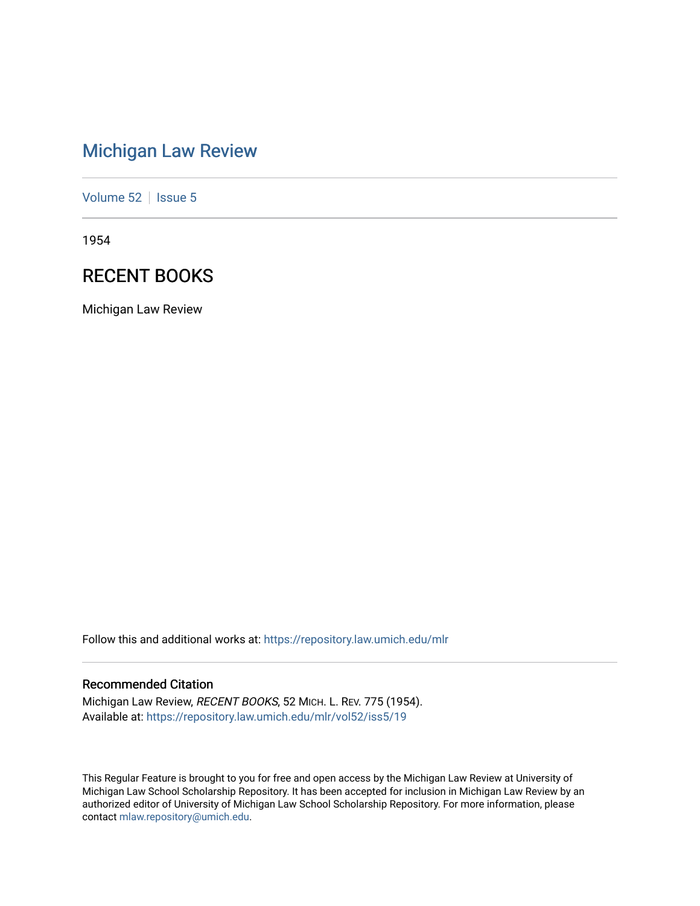# Michigan Law Review

Volume 52 | Issue 5

1954

## RECENT BOOKS

Michigan Law Review

Follow this and additional works at: https://repository.law.umich.edu/mlr

### Recommended Citation

Michigan Law Review, *RECENT BOOKS*, 52 MICH. L. REV. 775 (1954).
Available at: https://repository.law.umich.edu/mlr/vol52/iss5/19

This Regular Feature is brought to you for free and open access by the Michigan Law Review at University of Michigan Law School Scholarship Repository. It has been accepted for inclusion in Michigan Law Review by an authorized editor of University of Michigan Law School Scholarship Repository. For more information, please contact mlaw.repository@umich.edu.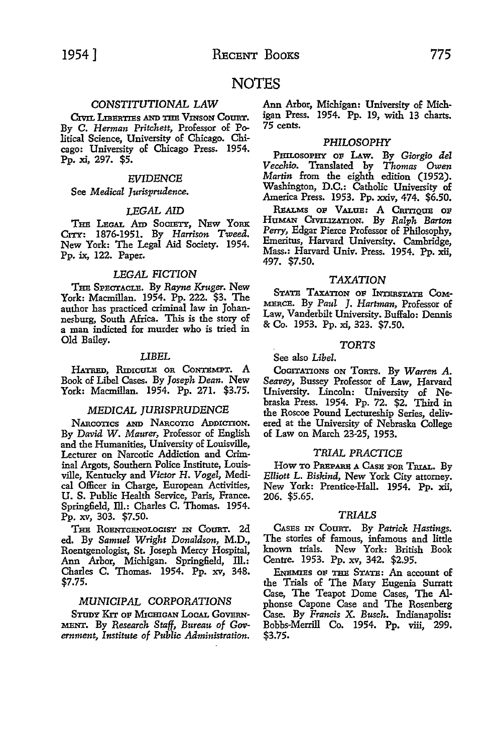# NOTES

### CONSTITUTIONAL LAW

CIVIL LIBERTIES AND THE VINSON COURT. By *C. Herman Pritchett,* Professor of Political Science, University of Chicago. Chicago: University of Chicago Press. 1954. Pp. xi, 297. $5.

### EVIDENCE

See *Medical Jurisprudence.*

### LEGAL AID

THE LEGAL AID SOCIETY, NEW YORK CITY: 1876-1951. By *Harrison Tweed.* New York: The Legal Aid Society. 1954. Pp. ix, 122. Paper.

### LEGAL FICTION

THE SPECTACLE. By *Rayne Kruger.* New York: Macmillan. 1954. Pp. 222. $3. The author has practiced criminal law in Johannesburg, South Africa. This is the story of a man indicted for murder who is tried in Old Bailey.

### LIBEL

HATRED, RIDICULE OR CONTEMPT. A Book of Libel Cases. By *Joseph Dean.* New York: Macmillan. 1954. Pp. 271. $3.75.

### MEDICAL JURISPRUDENCE

NARCOTICS AND NARCOTIC ADDICTION. By *David W. Maurer,* Professor of English and the Humanities, University of Louisville, Lecturer on Narcotic Addiction and Criminal Argots, Southern Police Institute, Louisville, Kentucky and *Victor H. Vogel,* Medical Officer in Charge, European Activities, U. S. Public Health Service, Paris, France. Springfield, Ill.: Charles C. Thomas. 1954. Pp. xv, 303. $7.50.

THE ROENTGENOLOGIST IN COURT. 2d ed. By *Samuel Wright Donaldson,* M.D., Roentgenologist, St. Joseph Mercy Hospital, Ann Arbor, Michigan. Springfield, Ill.: Charles C. Thomas. 1954. Pp. xv, 348. $7.75.

### MUNICIPAL CORPORATIONS

STUDY KIT OF MICHIGAN LOCAL GOVERNMENT. By *Research Staff, Bureau of Government, Institute of Public Administration.* Ann Arbor, Michigan: University of Michigan Press. 1954. Pp. 19, with 13 charts. 75 cents.

### PHILOSOPHY

PHILOSOPHY OF LAW. By *Giorgio del Vecchio.* Translated by *Thomas Owen Martin* from the eighth edition (1952). Washington, D.C.: Catholic University of America Press. 1953. Pp. xxiv, 474. $6.50.

REALMS OF VALUE: A CRITIQUE OF HUMAN CIVILIZATION. By *Ralph Barton Perry,* Edgar Pierce Professor of Philosophy, Emeritus, Harvard University. Cambridge, Mass.: Harvard Univ. Press. 1954. Pp. xii, 497. $7.50.

### TAXATION

STATE TAXATION OF INTERSTATE COMMERCE. By *Paul J. Hartman,* Professor of Law, Vanderbilt University. Buffalo: Dennis & Co. 1953. Pp. xi, 323. $7.50.

### TORTS

See also *Libel.*

COGITATIONS ON TORTS. By *Warren A. Seavey,* Bussey Professor of Law, Harvard University. Lincoln: University of Nebraska Press. 1954. Pp. 72. $2. Third in the Roscoe Pound Lectureship Series, delivered at the University of Nebraska College of Law on March 23-25, 1953.

### TRIAL PRACTICE

HOW TO PREPARE A CASE FOR TRIAL. By *Elliott L. Biskind,* New York City attorney. New York: Prentice-Hall. 1954. Pp. xii, 206. $5.65.

### TRIALS

CASES IN COURT. By *Patrick Hastings.* The stories of famous, infamous and little known trials. New York: British Book Centre. 1953. Pp. xv, 342. $2.95.

ENEMIES OF THE STATE: An account of the Trials of The Mary Eugenia Surratt Case, The Teapot Dome Cases, The Alphonse Capone Case and The Rosenberg Case. By *Francis X. Busch.* Indianapolis: Bobbs-Merrill Co. 1954. Pp. viii, 299. $3.75.